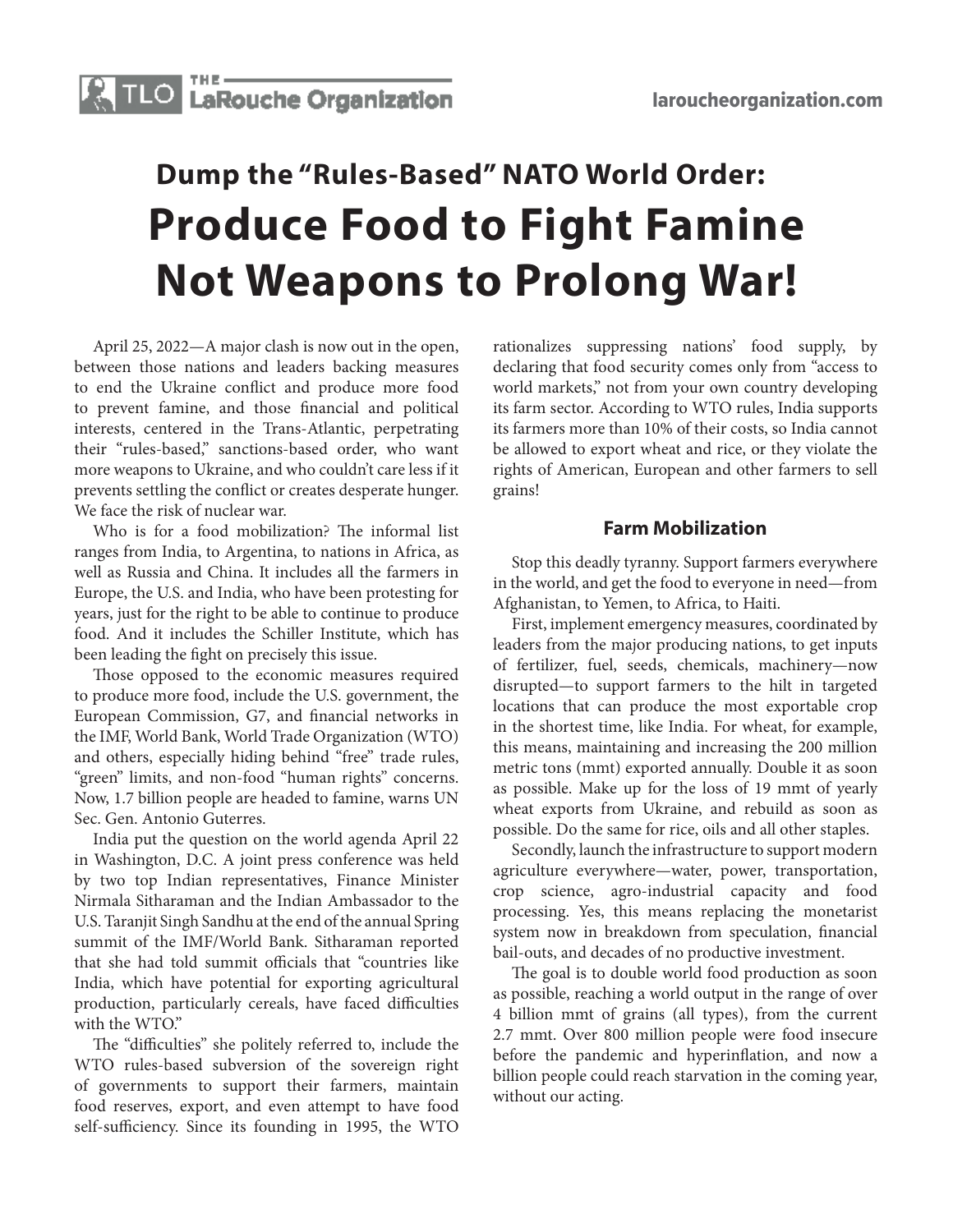# Dump the "Rules-Based" NATO World Order:

# Produce Food to Fight Famine Not Weapons to Prolong War!

April 25, 2022—A major clash is now out in the open, between those nations and leaders backing measures to end the Ukraine conflict and produce more food to prevent famine, and those financial and political interests, centered in the Trans-Atlantic, perpetrating their "rules-based," sanctions-based order, who want more weapons to Ukraine, and who couldn't care less if it prevents settling the conflict or creates desperate hunger. We face the risk of nuclear war.

Who is for a food mobilization? The informal list ranges from India, to Argentina, to nations in Africa, as well as Russia and China. It includes all the farmers in Europe, the U.S. and India, who have been protesting for years, just for the right to be able to continue to produce food. And it includes the Schiller Institute, which has been leading the fight on precisely this issue.

Those opposed to the economic measures required to produce more food, include the U.S. government, the European Commission, G7, and financial networks in the IMF, World Bank, World Trade Organization (WTO) and others, especially hiding behind "free" trade rules, "green" limits, and non-food "human rights" concerns. Now, 1.7 billion people are headed to famine, warns UN Sec. Gen. Antonio Guterres.

India put the question on the world agenda April 22 in Washington, D.C. A joint press conference was held by two top Indian representatives, Finance Minister Nirmala Sitharaman and the Indian Ambassador to the U.S. Taranjit Singh Sandhu at the end of the annual Spring summit of the IMF/World Bank. Sitharaman reported that she had told summit officials that "countries like India, which have potential for exporting agricultural production, particularly cereals, have faced difficulties with the WTO."

The "difficulties" she politely referred to, include the WTO rules-based subversion of the sovereign right of governments to support their farmers, maintain food reserves, export, and even attempt to have food self-sufficiency. Since its founding in 1995, the WTO rationalizes suppressing nations' food supply, by declaring that food security comes only from "access to world markets," not from your own country developing its farm sector. According to WTO rules, India supports its farmers more than 10% of their costs, so India cannot be allowed to export wheat and rice, or they violate the rights of American, European and other farmers to sell grains!

### Farm Mobilization

Stop this deadly tyranny. Support farmers everywhere in the world, and get the food to everyone in need—from Afghanistan, to Yemen, to Africa, to Haiti.

First, implement emergency measures, coordinated by leaders from the major producing nations, to get inputs of fertilizer, fuel, seeds, chemicals, machinery—now disrupted—to support farmers to the hilt in targeted locations that can produce the most exportable crop in the shortest time, like India. For wheat, for example, this means, maintaining and increasing the 200 million metric tons (mmt) exported annually. Double it as soon as possible. Make up for the loss of 19 mmt of yearly wheat exports from Ukraine, and rebuild as soon as possible. Do the same for rice, oils and all other staples.

Secondly, launch the infrastructure to support modern agriculture everywhere—water, power, transportation, crop science, agro-industrial capacity and food processing. Yes, this means replacing the monetarist system now in breakdown from speculation, financial bail-outs, and decades of no productive investment.

The goal is to double world food production as soon as possible, reaching a world output in the range of over 4 billion mmt of grains (all types), from the current 2.7 mmt. Over 800 million people were food insecure before the pandemic and hyperinflation, and now a billion people could reach starvation in the coming year, without our acting.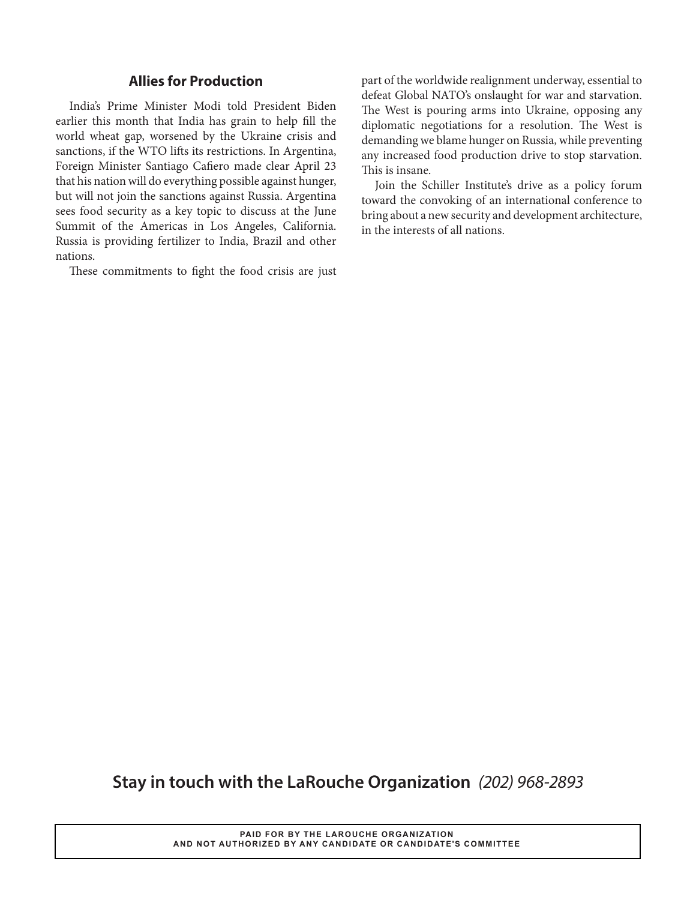## Allies for Production

India's Prime Minister Modi told President Biden earlier this month that India has grain to help fill the world wheat gap, worsened by the Ukraine crisis and sanctions, if the WTO lifts its restrictions. In Argentina, Foreign Minister Santiago Cafiero made clear April 23 that his nation will do everything possible against hunger, but will not join the sanctions against Russia. Argentina sees food security as a key topic to discuss at the June Summit of the Americas in Los Angeles, California. Russia is providing fertilizer to India, Brazil and other nations.

These commitments to fight the food crisis are just part of the worldwide realignment underway, essential to defeat Global NATO's onslaught for war and starvation. The West is pouring arms into Ukraine, opposing any diplomatic negotiations for a resolution. The West is demanding we blame hunger on Russia, while preventing any increased food production drive to stop starvation. This is insane.

Join the Schiller Institute's drive as a policy forum toward the convoking of an international conference to bring about a new security and development architecture, in the interests of all nations.

**Stay in touch with the LaRouche Organization** *(202) 968-2893*

PAID FOR BY THE LAROUCHE ORGANIZATION
AND NOT AUTHORIZED BY ANY CANDIDATE OR CANDIDATE'S COMMITTEE